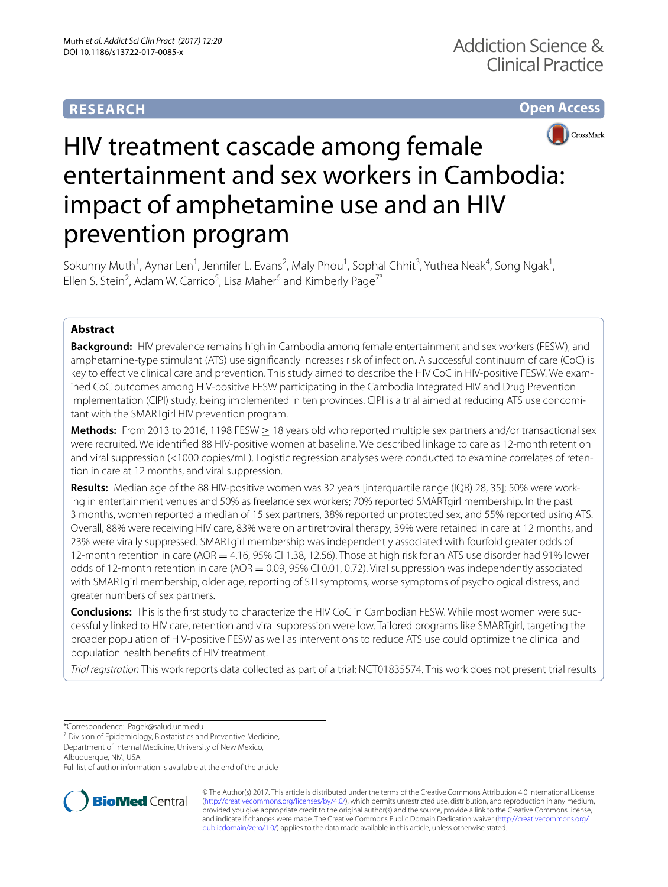RESEARCH

Open Access

# HIV treatment cascade among female entertainment and sex workers in Cambodia: impact of amphetamine use and an HIV prevention program

Sokunny Muth[1], Aynar Len[1], Jennifer L. Evans[2], Maly Phou[1], Sophal Chhit[3], Yuthea Neak[4], Song Ngak[1], Ellen S. Stein[2], Adam W. Carrico[5], Lisa Maher[6] and Kimberly Page[7*]

## Abstract

**Background:** HIV prevalence remains high in Cambodia among female entertainment and sex workers (FESW), and amphetamine-type stimulant (ATS) use significantly increases risk of infection. A successful continuum of care (CoC) is key to effective clinical care and prevention. This study aimed to describe the HIV CoC in HIV-positive FESW. We examined CoC outcomes among HIV-positive FESW participating in the Cambodia Integrated HIV and Drug Prevention Implementation (CIPI) study, being implemented in ten provinces. CIPI is a trial aimed at reducing ATS use concomitant with the SMARTgirl HIV prevention program.

**Methods:** From 2013 to 2016, 1198 FESW ≥ 18 years old who reported multiple sex partners and/or transactional sex were recruited. We identified 88 HIV-positive women at baseline. We described linkage to care as 12-month retention and viral suppression (<1000 copies/mL). Logistic regression analyses were conducted to examine correlates of retention in care at 12 months, and viral suppression.

**Results:** Median age of the 88 HIV-positive women was 32 years [interquartile range (IQR) 28, 35]; 50% were working in entertainment venues and 50% as freelance sex workers; 70% reported SMARTgirl membership. In the past 3 months, women reported a median of 15 sex partners, 38% reported unprotected sex, and 55% reported using ATS. Overall, 88% were receiving HIV care, 83% were on antiretroviral therapy, 39% were retained in care at 12 months, and 23% were virally suppressed. SMARTgirl membership was independently associated with fourfold greater odds of 12-month retention in care (AOR = 4.16, 95% CI 1.38, 12.56). Those at high risk for an ATS use disorder had 91% lower odds of 12-month retention in care (AOR = 0.09, 95% CI 0.01, 0.72). Viral suppression was independently associated with SMARTgirl membership, older age, reporting of STI symptoms, worse symptoms of psychological distress, and greater numbers of sex partners.

**Conclusions:** This is the first study to characterize the HIV CoC in Cambodian FESW. While most women were successfully linked to HIV care, retention and viral suppression were low. Tailored programs like SMARTgirl, targeting the broader population of HIV-positive FESW as well as interventions to reduce ATS use could optimize the clinical and population health benefits of HIV treatment.

*Trial registration* This work reports data collected as part of a trial: NCT01835574. This work does not present trial results

*Correspondence: Pagek@salud.unm.edu
[7] Division of Epidemiology, Biostatistics and Preventive Medicine, Department of Internal Medicine, University of New Mexico, Albuquerque, NM, USA
Full list of author information is available at the end of the article

© The Author(s) 2017. This article is distributed under the terms of the Creative Commons Attribution 4.0 International License (http://creativecommons.org/licenses/by/4.0/), which permits unrestricted use, distribution, and reproduction in any medium, provided you give appropriate credit to the original author(s) and the source, provide a link to the Creative Commons license, and indicate if changes were made. The Creative Commons Public Domain Dedication waiver (http://creativecommons.org/publicdomain/zero/1.0/) applies to the data made available in this article, unless otherwise stated.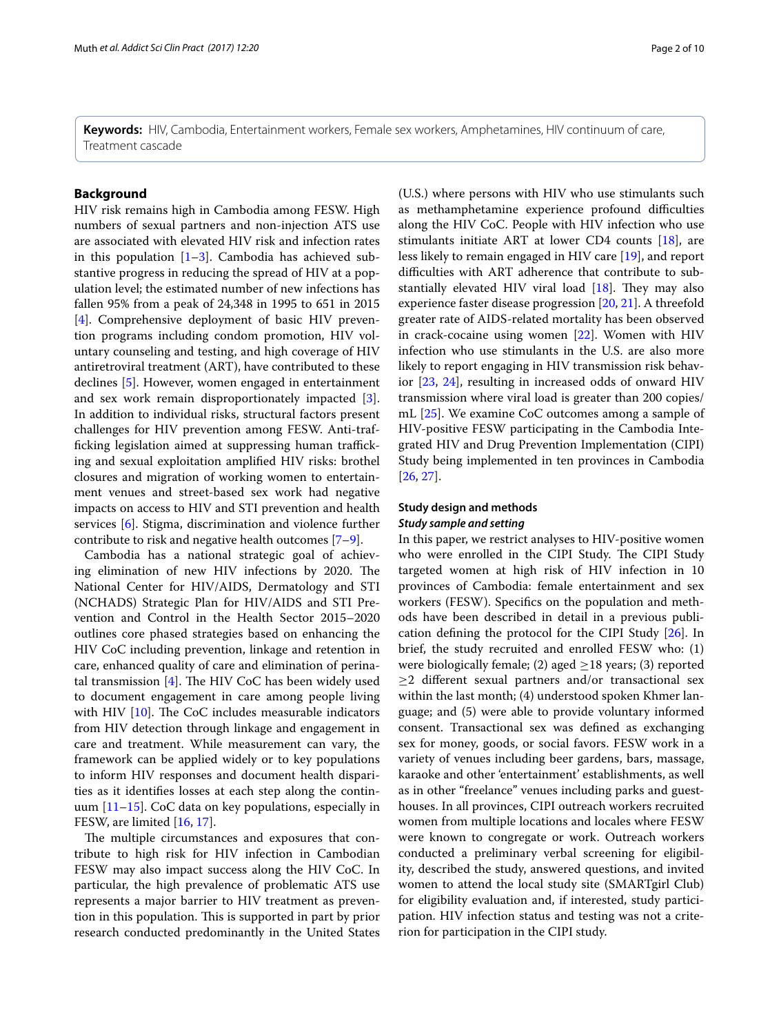**Keywords:** HIV, Cambodia, Entertainment workers, Female sex workers, Amphetamines, HIV continuum of care, Treatment cascade

## Background

HIV risk remains high in Cambodia among FESW. High numbers of sexual partners and non-injection ATS use are associated with elevated HIV risk and infection rates in this population [1–3]. Cambodia has achieved substantive progress in reducing the spread of HIV at a population level; the estimated number of new infections has fallen 95% from a peak of 24,348 in 1995 to 651 in 2015 [4]. Comprehensive deployment of basic HIV prevention programs including condom promotion, HIV voluntary counseling and testing, and high coverage of HIV antiretroviral treatment (ART), have contributed to these declines [5]. However, women engaged in entertainment and sex work remain disproportionately impacted [3]. In addition to individual risks, structural factors present challenges for HIV prevention among FESW. Anti-trafficking legislation aimed at suppressing human trafficking and sexual exploitation amplified HIV risks: brothel closures and migration of working women to entertainment venues and street-based sex work had negative impacts on access to HIV and STI prevention and health services [6]. Stigma, discrimination and violence further contribute to risk and negative health outcomes [7–9].

Cambodia has a national strategic goal of achieving elimination of new HIV infections by 2020. The National Center for HIV/AIDS, Dermatology and STI (NCHADS) Strategic Plan for HIV/AIDS and STI Prevention and Control in the Health Sector 2015–2020 outlines core phased strategies based on enhancing the HIV CoC including prevention, linkage and retention in care, enhanced quality of care and elimination of perinatal transmission [4]. The HIV CoC has been widely used to document engagement in care among people living with HIV [10]. The CoC includes measurable indicators from HIV detection through linkage and engagement in care and treatment. While measurement can vary, the framework can be applied widely or to key populations to inform HIV responses and document health disparities as it identifies losses at each step along the continuum [11–15]. CoC data on key populations, especially in FESW, are limited [16, 17].

The multiple circumstances and exposures that contribute to high risk for HIV infection in Cambodian FESW may also impact success along the HIV CoC. In particular, the high prevalence of problematic ATS use represents a major barrier to HIV treatment as prevention in this population. This is supported in part by prior research conducted predominantly in the United States (U.S.) where persons with HIV who use stimulants such as methamphetamine experience profound difficulties along the HIV CoC. People with HIV infection who use stimulants initiate ART at lower CD4 counts [18], are less likely to remain engaged in HIV care [19], and report difficulties with ART adherence that contribute to substantially elevated HIV viral load [18]. They may also experience faster disease progression [20, 21]. A threefold greater rate of AIDS-related mortality has been observed in crack-cocaine using women [22]. Women with HIV infection who use stimulants in the U.S. are also more likely to report engaging in HIV transmission risk behavior [23, 24], resulting in increased odds of onward HIV transmission where viral load is greater than 200 copies/mL [25]. We examine CoC outcomes among a sample of HIV-positive FESW participating in the Cambodia Integrated HIV and Drug Prevention Implementation (CIPI) Study being implemented in ten provinces in Cambodia [26, 27].

## Study design and methods

### *Study sample and setting*

In this paper, we restrict analyses to HIV-positive women who were enrolled in the CIPI Study. The CIPI Study targeted women at high risk of HIV infection in 10 provinces of Cambodia: female entertainment and sex workers (FESW). Specifics on the population and methods have been described in detail in a previous publication defining the protocol for the CIPI Study [26]. In brief, the study recruited and enrolled FESW who: (1) were biologically female; (2) aged ≥18 years; (3) reported ≥2 different sexual partners and/or transactional sex within the last month; (4) understood spoken Khmer language; and (5) were able to provide voluntary informed consent. Transactional sex was defined as exchanging sex for money, goods, or social favors. FESW work in a variety of venues including beer gardens, bars, massage, karaoke and other 'entertainment' establishments, as well as in other "freelance" venues including parks and guesthouses. In all provinces, CIPI outreach workers recruited women from multiple locations and locales where FESW were known to congregate or work. Outreach workers conducted a preliminary verbal screening for eligibility, described the study, answered questions, and invited women to attend the local study site (SMARTgirl Club) for eligibility evaluation and, if interested, study participation. HIV infection status and testing was not a criterion for participation in the CIPI study.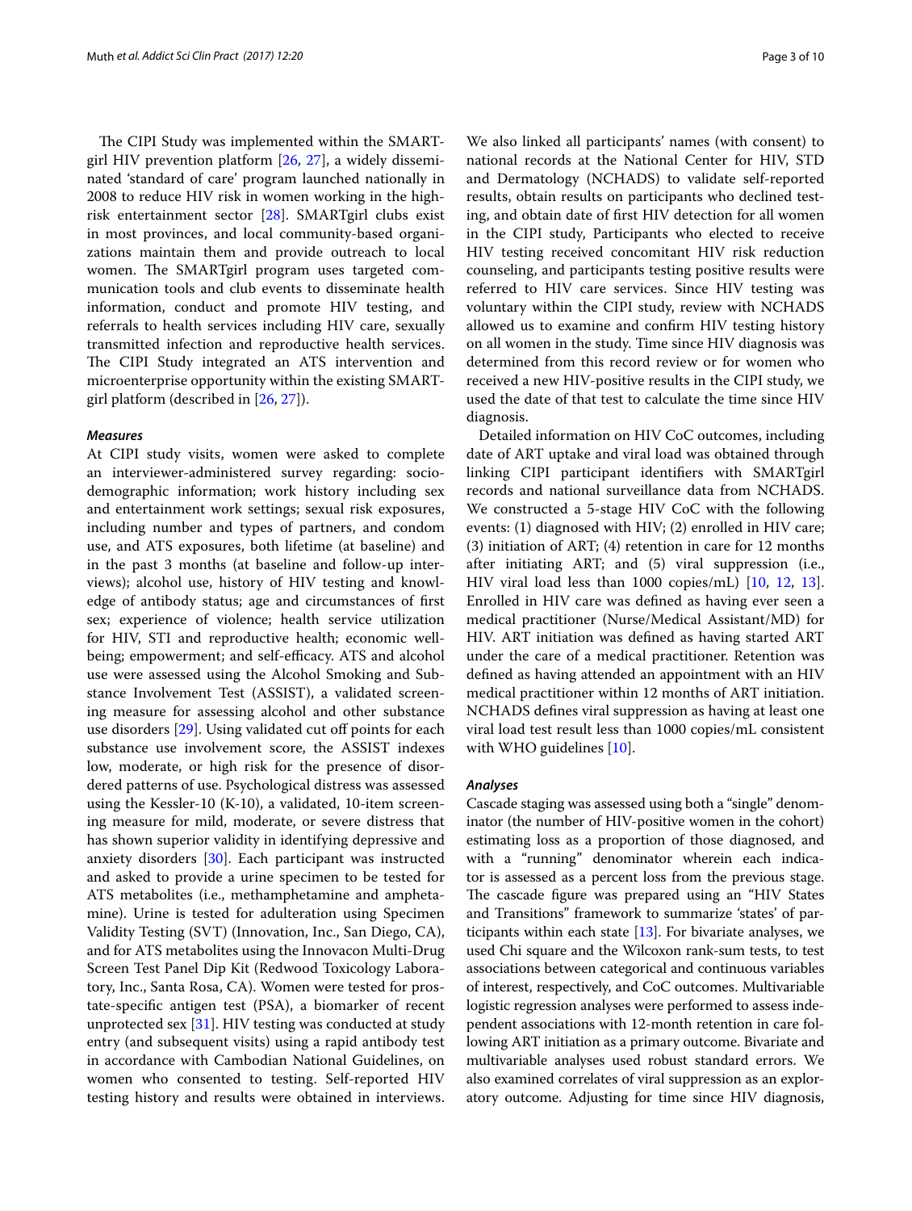The CIPI Study was implemented within the SMARTgirl HIV prevention platform [26, 27], a widely disseminated 'standard of care' program launched nationally in 2008 to reduce HIV risk in women working in the high-risk entertainment sector [28]. SMARTgirl clubs exist in most provinces, and local community-based organizations maintain them and provide outreach to local women. The SMARTgirl program uses targeted communication tools and club events to disseminate health information, conduct and promote HIV testing, and referrals to health services including HIV care, sexually transmitted infection and reproductive health services. The CIPI Study integrated an ATS intervention and microenterprise opportunity within the existing SMARTgirl platform (described in [26, 27]).

### *Measures*

At CIPI study visits, women were asked to complete an interviewer-administered survey regarding: sociodemographic information; work history including sex and entertainment work settings; sexual risk exposures, including number and types of partners, and condom use, and ATS exposures, both lifetime (at baseline) and in the past 3 months (at baseline and follow-up interviews); alcohol use, history of HIV testing and knowledge of antibody status; age and circumstances of first sex; experience of violence; health service utilization for HIV, STI and reproductive health; economic wellbeing; empowerment; and self-efficacy. ATS and alcohol use were assessed using the Alcohol Smoking and Substance Involvement Test (ASSIST), a validated screening measure for assessing alcohol and other substance use disorders [29]. Using validated cut off points for each substance use involvement score, the ASSIST indexes low, moderate, or high risk for the presence of disordered patterns of use. Psychological distress was assessed using the Kessler-10 (K-10), a validated, 10-item screening measure for mild, moderate, or severe distress that has shown superior validity in identifying depressive and anxiety disorders [30]. Each participant was instructed and asked to provide a urine specimen to be tested for ATS metabolites (i.e., methamphetamine and amphetamine). Urine is tested for adulteration using Specimen Validity Testing (SVT) (Innovation, Inc., San Diego, CA), and for ATS metabolites using the Innovacon Multi-Drug Screen Test Panel Dip Kit (Redwood Toxicology Laboratory, Inc., Santa Rosa, CA). Women were tested for prostate-specific antigen test (PSA), a biomarker of recent unprotected sex [31]. HIV testing was conducted at study entry (and subsequent visits) using a rapid antibody test in accordance with Cambodian National Guidelines, on women who consented to testing. Self-reported HIV testing history and results were obtained in interviews. We also linked all participants' names (with consent) to national records at the National Center for HIV, STD and Dermatology (NCHADS) to validate self-reported results, obtain results on participants who declined testing, and obtain date of first HIV detection for all women in the CIPI study, Participants who elected to receive HIV testing received concomitant HIV risk reduction counseling, and participants testing positive results were referred to HIV care services. Since HIV testing was voluntary within the CIPI study, review with NCHADS allowed us to examine and confirm HIV testing history on all women in the study. Time since HIV diagnosis was determined from this record review or for women who received a new HIV-positive results in the CIPI study, we used the date of that test to calculate the time since HIV diagnosis.

Detailed information on HIV CoC outcomes, including date of ART uptake and viral load was obtained through linking CIPI participant identifiers with SMARTgirl records and national surveillance data from NCHADS. We constructed a 5-stage HIV CoC with the following events: (1) diagnosed with HIV; (2) enrolled in HIV care; (3) initiation of ART; (4) retention in care for 12 months after initiating ART; and (5) viral suppression (i.e., HIV viral load less than 1000 copies/mL) [10, 12, 13]. Enrolled in HIV care was defined as having ever seen a medical practitioner (Nurse/Medical Assistant/MD) for HIV. ART initiation was defined as having started ART under the care of a medical practitioner. Retention was defined as having attended an appointment with an HIV medical practitioner within 12 months of ART initiation. NCHADS defines viral suppression as having at least one viral load test result less than 1000 copies/mL consistent with WHO guidelines [10].

### *Analyses*

Cascade staging was assessed using both a "single" denominator (the number of HIV-positive women in the cohort) estimating loss as a proportion of those diagnosed, and with a "running" denominator wherein each indicator is assessed as a percent loss from the previous stage. The cascade figure was prepared using an "HIV States and Transitions" framework to summarize 'states' of participants within each state [13]. For bivariate analyses, we used Chi square and the Wilcoxon rank-sum tests, to test associations between categorical and continuous variables of interest, respectively, and CoC outcomes. Multivariable logistic regression analyses were performed to assess independent associations with 12-month retention in care following ART initiation as a primary outcome. Bivariate and multivariable analyses used robust standard errors. We also examined correlates of viral suppression as an exploratory outcome. Adjusting for time since HIV diagnosis,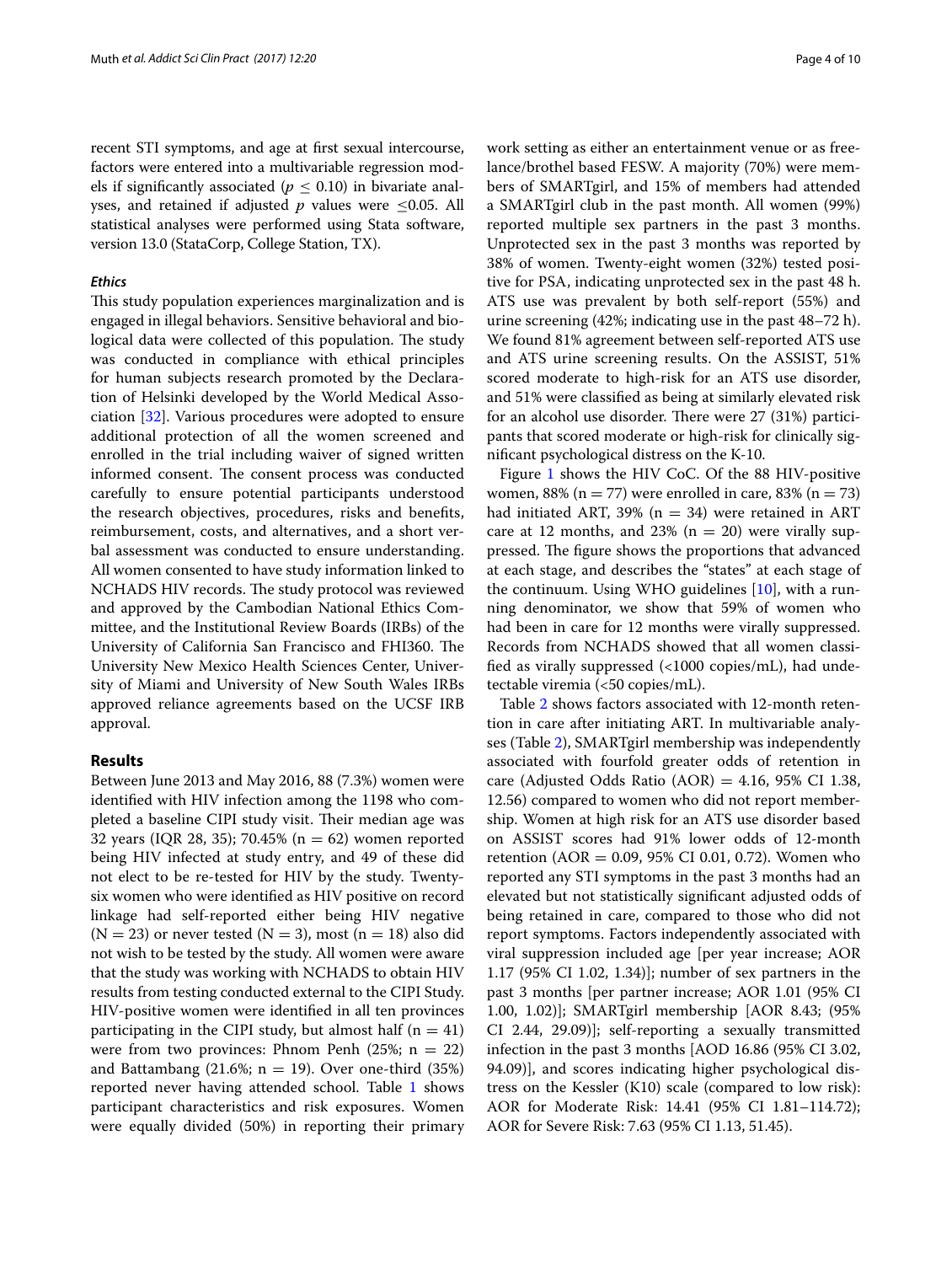recent STI symptoms, and age at first sexual intercourse, factors were entered into a multivariable regression models if significantly associated ($p \leq 0.10$) in bivariate analyses, and retained if adjusted $p$ values were $\leq 0.05$. All statistical analyses were performed using Stata software, version 13.0 (StataCorp, College Station, TX).

### *Ethics*

This study population experiences marginalization and is engaged in illegal behaviors. Sensitive behavioral and biological data were collected of this population. The study was conducted in compliance with ethical principles for human subjects research promoted by the Declaration of Helsinki developed by the World Medical Association [32]. Various procedures were adopted to ensure additional protection of all the women screened and enrolled in the trial including waiver of signed written informed consent. The consent process was conducted carefully to ensure potential participants understood the research objectives, procedures, risks and benefits, reimbursement, costs, and alternatives, and a short verbal assessment was conducted to ensure understanding. All women consented to have study information linked to NCHADS HIV records. The study protocol was reviewed and approved by the Cambodian National Ethics Committee, and the Institutional Review Boards (IRBs) of the University of California San Francisco and FHI360. The University New Mexico Health Sciences Center, University of Miami and University of New South Wales IRBs approved reliance agreements based on the UCSF IRB approval.

## Results

Between June 2013 and May 2016, 88 (7.3%) women were identified with HIV infection among the 1198 who completed a baseline CIPI study visit. Their median age was 32 years (IQR 28, 35); 70.45% (n = 62) women reported being HIV infected at study entry, and 49 of these did not elect to be re-tested for HIV by the study. Twenty-six women who were identified as HIV positive on record linkage had self-reported either being HIV negative (N = 23) or never tested (N = 3), most (n = 18) also did not wish to be tested by the study. All women were aware that the study was working with NCHADS to obtain HIV results from testing conducted external to the CIPI Study. HIV-positive women were identified in all ten provinces participating in the CIPI study, but almost half (n = 41) were from two provinces: Phnom Penh (25%; n = 22) and Battambang (21.6%; n = 19). Over one-third (35%) reported never having attended school. Table 1 shows participant characteristics and risk exposures. Women were equally divided (50%) in reporting their primary work setting as either an entertainment venue or as freelance/brothel based FESW. A majority (70%) were members of SMARTgirl, and 15% of members had attended a SMARTgirl club in the past month. All women (99%) reported multiple sex partners in the past 3 months. Unprotected sex in the past 3 months was reported by 38% of women. Twenty-eight women (32%) tested positive for PSA, indicating unprotected sex in the past 48 h. ATS use was prevalent by both self-report (55%) and urine screening (42%; indicating use in the past 48–72 h). We found 81% agreement between self-reported ATS use and ATS urine screening results. On the ASSIST, 51% scored moderate to high-risk for an ATS use disorder, and 51% were classified as being at similarly elevated risk for an alcohol use disorder. There were 27 (31%) participants that scored moderate or high-risk for clinically significant psychological distress on the K-10.

Figure 1 shows the HIV CoC. Of the 88 HIV-positive women, 88% (n = 77) were enrolled in care, 83% (n = 73) had initiated ART, 39% (n = 34) were retained in ART care at 12 months, and 23% (n = 20) were virally suppressed. The figure shows the proportions that advanced at each stage, and describes the "states" at each stage of the continuum. Using WHO guidelines [10], with a running denominator, we show that 59% of women who had been in care for 12 months were virally suppressed. Records from NCHADS showed that all women classified as virally suppressed (<1000 copies/mL), had undetectable viremia (<50 copies/mL).

Table 2 shows factors associated with 12-month retention in care after initiating ART. In multivariable analyses (Table 2), SMARTgirl membership was independently associated with fourfold greater odds of retention in care (Adjusted Odds Ratio (AOR) = 4.16, 95% CI 1.38, 12.56) compared to women who did not report membership. Women at high risk for an ATS use disorder based on ASSIST scores had 91% lower odds of 12-month retention (AOR = 0.09, 95% CI 0.01, 0.72). Women who reported any STI symptoms in the past 3 months had an elevated but not statistically significant adjusted odds of being retained in care, compared to those who did not report symptoms. Factors independently associated with viral suppression included age [per year increase; AOR 1.17 (95% CI 1.02, 1.34)]; number of sex partners in the past 3 months [per partner increase; AOR 1.01 (95% CI 1.00, 1.02)]; SMARTgirl membership [AOR 8.43; (95% CI 2.44, 29.09)]; self-reporting a sexually transmitted infection in the past 3 months [AOD 16.86 (95% CI 3.02, 94.09)], and scores indicating higher psychological distress on the Kessler (K10) scale (compared to low risk): AOR for Moderate Risk: 14.41 (95% CI 1.81–114.72); AOR for Severe Risk: 7.63 (95% CI 1.13, 51.45).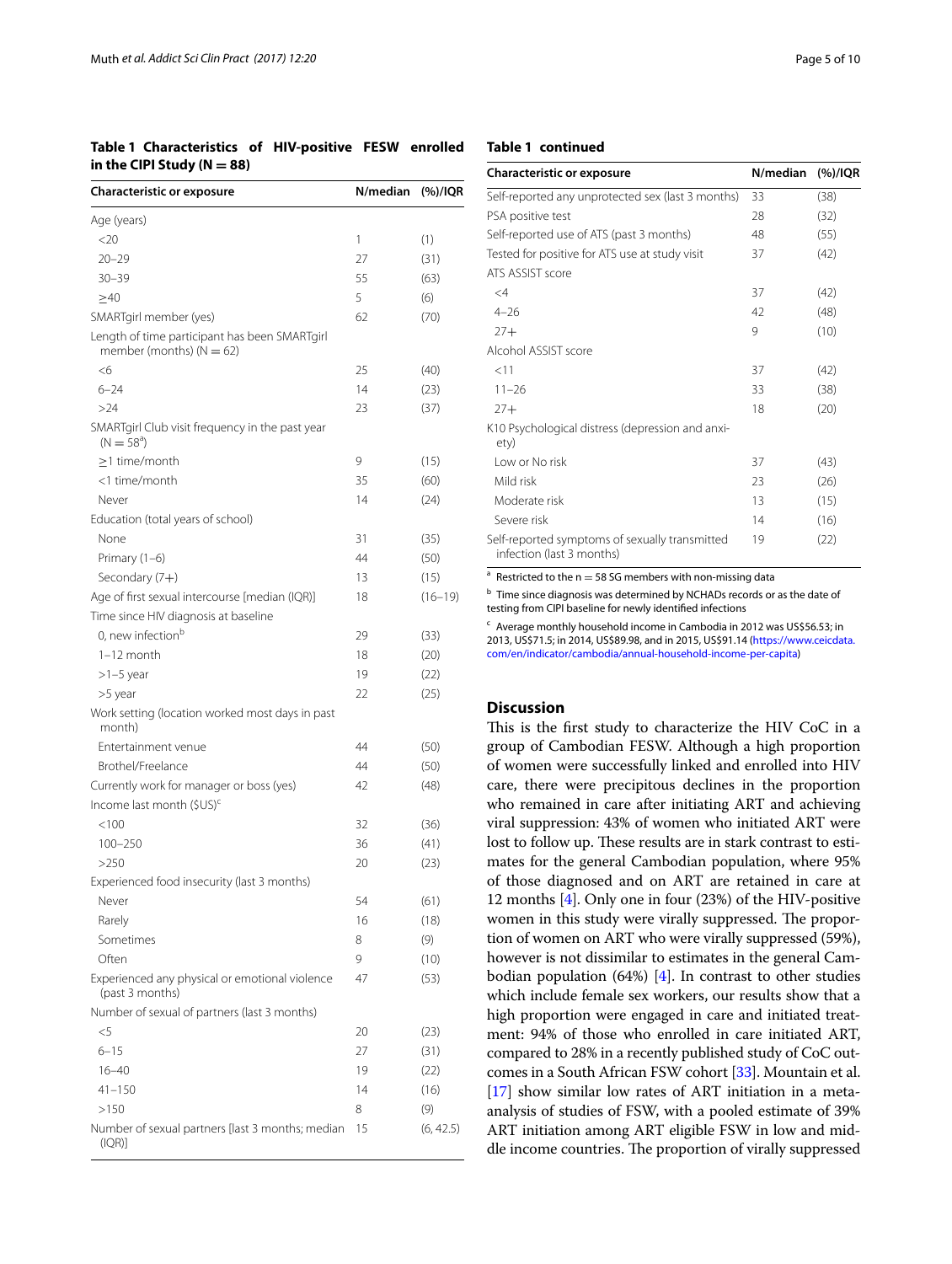**Table 1 Characteristics of HIV-positive FESW enrolled in the CIPI Study (N = 88)**

| Characteristic or exposure | N/median | (%)/IQR |
|---|---|---|
| Age (years) | | |
| <20 | 1 | (1) |
| 20–29 | 27 | (31) |
| 30–39 | 55 | (63) |
| ≥40 | 5 | (6) |
| SMARTgirl member (yes) | 62 | (70) |
| Length of time participant has been SMARTgirl member (months) (N = 62) | | |
| <6 | 25 | (40) |
| 6–24 | 14 | (23) |
| >24 | 23 | (37) |
| SMARTgirl Club visit frequency in the past year (N = 58[a]) | | |
| ≥1 time/month | 9 | (15) |
| <1 time/month | 35 | (60) |
| Never | 14 | (24) |
| Education (total years of school) | | |
| None | 31 | (35) |
| Primary (1–6) | 44 | (50) |
| Secondary (7+) | 13 | (15) |
| Age of first sexual intercourse [median (IQR)] | 18 | (16–19) |
| Time since HIV diagnosis at baseline | | |
| 0, new infection[b] | 29 | (33) |
| 1–12 month | 18 | (20) |
| >1–5 year | 19 | (22) |
| >5 year | 22 | (25) |
| Work setting (location worked most days in past month) | | |
| Entertainment venue | 44 | (50) |
| Brothel/Freelance | 44 | (50) |
| Currently work for manager or boss (yes) | 42 | (48) |
| Income last month ($US)[c] | | |
| <100 | 32 | (36) |
| 100–250 | 36 | (41) |
| >250 | 20 | (23) |
| Experienced food insecurity (last 3 months) | | |
| Never | 54 | (61) |
| Rarely | 16 | (18) |
| Sometimes | 8 | (9) |
| Often | 9 | (10) |
| Experienced any physical or emotional violence (past 3 months) | 47 | (53) |
| Number of sexual of partners (last 3 months) | | |
| <5 | 20 | (23) |
| 6–15 | 27 | (31) |
| 16–40 | 19 | (22) |
| 41–150 | 14 | (16) |
| >150 | 8 | (9) |
| Number of sexual partners [last 3 months; median (IQR)] | 15 | (6, 42.5) |
| Self-reported any unprotected sex (last 3 months) | 33 | (38) |
| PSA positive test | 28 | (32) |
| Self-reported use of ATS (past 3 months) | 48 | (55) |
| Tested for positive for ATS use at study visit | 37 | (42) |
| ATS ASSIST score | | |
| <4 | 37 | (42) |
| 4–26 | 42 | (48) |
| 27+ | 9 | (10) |
| Alcohol ASSIST score | | |
| <11 | 37 | (42) |
| 11–26 | 33 | (38) |
| 27+ | 18 | (20) |
| K10 Psychological distress (depression and anxiety) | | |
| Low or No risk | 37 | (43) |
| Mild risk | 23 | (26) |
| Moderate risk | 13 | (15) |
| Severe risk | 14 | (16) |
| Self-reported symptoms of sexually transmitted infection (last 3 months) | 19 | (22) |

[a] Restricted to the n = 58 SG members with non-missing data

[b] Time since diagnosis was determined by NCHADs records or as the date of testing from CIPI baseline for newly identified infections

[c] Average monthly household income in Cambodia in 2012 was US$56.53; in 2013, US$71.5; in 2014, US$89.98, and in 2015, US$91.14 (https://www.ceicdata.com/en/indicator/cambodia/annual-household-income-per-capita)

## Discussion

This is the first study to characterize the HIV CoC in a group of Cambodian FESW. Although a high proportion of women were successfully linked and enrolled into HIV care, there were precipitous declines in the proportion who remained in care after initiating ART and achieving viral suppression: 43% of women who initiated ART were lost to follow up. These results are in stark contrast to estimates for the general Cambodian population, where 95% of those diagnosed and on ART are retained in care at 12 months [4]. Only one in four (23%) of the HIV-positive women in this study were virally suppressed. The proportion of women on ART who were virally suppressed (59%), however is not dissimilar to estimates in the general Cambodian population (64%) [4]. In contrast to other studies which include female sex workers, our results show that a high proportion were engaged in care and initiated treatment: 94% of those who enrolled in care initiated ART, compared to 28% in a recently published study of CoC outcomes in a South African FSW cohort [33]. Mountain et al. [17] show similar low rates of ART initiation in a meta-analysis of studies of FSW, with a pooled estimate of 39% ART initiation among ART eligible FSW in low and middle income countries. The proportion of virally suppressed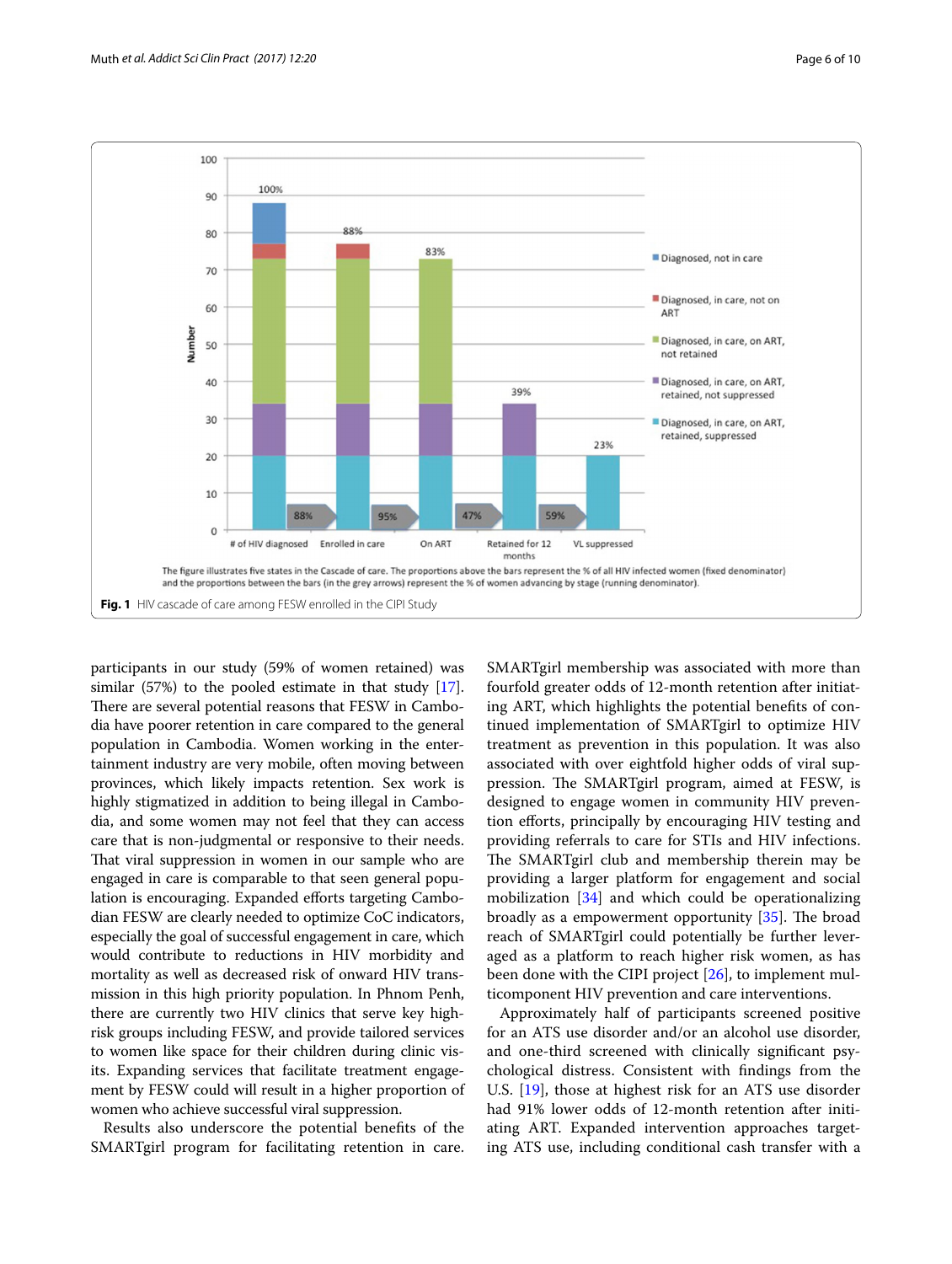The figure illustrates five states in the Cascade of care. The proportions above the bars represent the % of all HIV infected women (fixed denominator) and the proportions between the bars (in the grey arrows) represent the % of women advancing by stage (running denominator).

**Fig. 1** HIV cascade of care among FESW enrolled in the CIPI Study

participants in our study (59% of women retained) was similar (57%) to the pooled estimate in that study [17]. There are several potential reasons that FESW in Cambodia have poorer retention in care compared to the general population in Cambodia. Women working in the entertainment industry are very mobile, often moving between provinces, which likely impacts retention. Sex work is highly stigmatized in addition to being illegal in Cambodia, and some women may not feel that they can access care that is non-judgmental or responsive to their needs. That viral suppression in women in our sample who are engaged in care is comparable to that seen general population is encouraging. Expanded efforts targeting Cambodian FESW are clearly needed to optimize CoC indicators, especially the goal of successful engagement in care, which would contribute to reductions in HIV morbidity and mortality as well as decreased risk of onward HIV transmission in this high priority population. In Phnom Penh, there are currently two HIV clinics that serve key high-risk groups including FESW, and provide tailored services to women like space for their children during clinic visits. Expanding services that facilitate treatment engagement by FESW could will result in a higher proportion of women who achieve successful viral suppression.

Results also underscore the potential benefits of the SMARTgirl program for facilitating retention in care. SMARTgirl membership was associated with more than fourfold greater odds of 12-month retention after initiating ART, which highlights the potential benefits of continued implementation of SMARTgirl to optimize HIV treatment as prevention in this population. It was also associated with over eightfold higher odds of viral suppression. The SMARTgirl program, aimed at FESW, is designed to engage women in community HIV prevention efforts, principally by encouraging HIV testing and providing referrals to care for STIs and HIV infections. The SMARTgirl club and membership therein may be providing a larger platform for engagement and social mobilization [34] and which could be operationalizing broadly as a empowerment opportunity [35]. The broad reach of SMARTgirl could potentially be further leveraged as a platform to reach higher risk women, as has been done with the CIPI project [26], to implement multicomponent HIV prevention and care interventions.

Approximately half of participants screened positive for an ATS use disorder and/or an alcohol use disorder, and one-third screened with clinically significant psychological distress. Consistent with findings from the U.S. [19], those at highest risk for an ATS use disorder had 91% lower odds of 12-month retention after initiating ART. Expanded intervention approaches targeting ATS use, including conditional cash transfer with a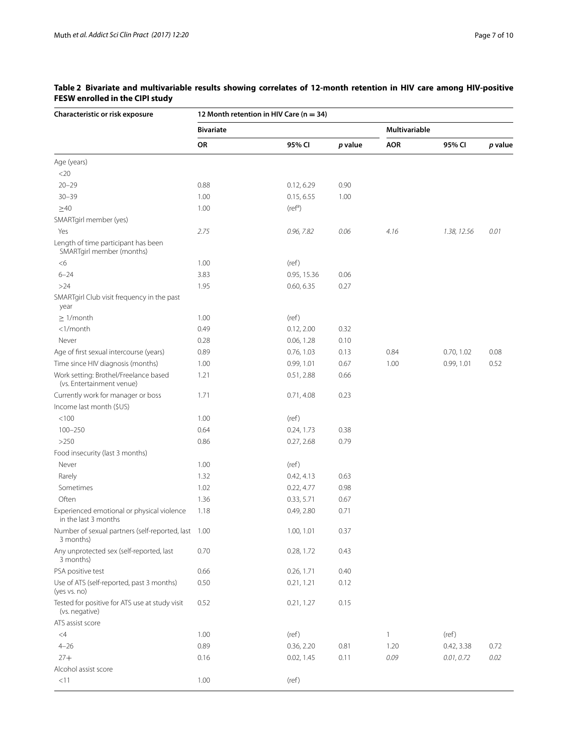**Table 2 Bivariate and multivariable results showing correlates of 12-month retention in HIV care among HIV-positive FESW enrolled in the CIPI study**

| Characteristic or risk exposure | 12 Month retention in HIV Care (n = 34) | | | | | |
|---|---|---|---|---|---|---|
| | Bivariate | | | Multivariable | | |
| | OR | 95% CI | p value | AOR | 95% CI | p value |
| Age (years) | | | | | | |
| <20 | | | | | | |
| 20–29 | 0.88 | 0.12, 6.29 | 0.90 | | | |
| 30–39 | 1.00 | 0.15, 6.55 | 1.00 | | | |
| ≥40 | 1.00 | (ref[a]) | | | | |
| SMARTgirl member (yes) | | | | | | |
| Yes | *2.75* | *0.96, 7.82* | *0.06* | *4.16* | *1.38, 12.56* | *0.01* |
| Length of time participant has been SMARTgirl member (months) | | | | | | |
| <6 | 1.00 | (ref) | | | | |
| 6–24 | 3.83 | 0.95, 15.36 | 0.06 | | | |
| >24 | 1.95 | 0.60, 6.35 | 0.27 | | | |
| SMARTgirl Club visit frequency in the past year | | | | | | |
| ≥ 1/month | 1.00 | (ref) | | | | |
| <1/month | 0.49 | 0.12, 2.00 | 0.32 | | | |
| Never | 0.28 | 0.06, 1.28 | 0.10 | | | |
| Age of first sexual intercourse (years) | 0.89 | 0.76, 1.03 | 0.13 | 0.84 | 0.70, 1.02 | 0.08 |
| Time since HIV diagnosis (months) | 1.00 | 0.99, 1.01 | 0.67 | 1.00 | 0.99, 1.01 | 0.52 |
| Work setting: Brothel/Freelance based (vs. Entertainment venue) | 1.21 | 0.51, 2.88 | 0.66 | | | |
| Currently work for manager or boss | 1.71 | 0.71, 4.08 | 0.23 | | | |
| Income last month ($US) | | | | | | |
| <100 | 1.00 | (ref) | | | | |
| 100–250 | 0.64 | 0.24, 1.73 | 0.38 | | | |
| >250 | 0.86 | 0.27, 2.68 | 0.79 | | | |
| Food insecurity (last 3 months) | | | | | | |
| Never | 1.00 | (ref) | | | | |
| Rarely | 1.32 | 0.42, 4.13 | 0.63 | | | |
| Sometimes | 1.02 | 0.22, 4.77 | 0.98 | | | |
| Often | 1.36 | 0.33, 5.71 | 0.67 | | | |
| Experienced emotional or physical violence in the last 3 months | 1.18 | 0.49, 2.80 | 0.71 | | | |
| Number of sexual partners (self-reported, last 3 months) | 1.00 | 1.00, 1.01 | 0.37 | | | |
| Any unprotected sex (self-reported, last 3 months) | 0.70 | 0.28, 1.72 | 0.43 | | | |
| PSA positive test | 0.66 | 0.26, 1.71 | 0.40 | | | |
| Use of ATS (self-reported, past 3 months) (yes vs. no) | 0.50 | 0.21, 1.21 | 0.12 | | | |
| Tested for positive for ATS use at study visit (vs. negative) | 0.52 | 0.21, 1.27 | 0.15 | | | |
| ATS assist score | | | | | | |
| <4 | 1.00 | (ref) | | 1 | (ref) | |
| 4–26 | 0.89 | 0.36, 2.20 | 0.81 | 1.20 | 0.42, 3.38 | 0.72 |
| 27+ | 0.16 | 0.02, 1.45 | 0.11 | *0.09* | *0.01, 0.72* | *0.02* |
| Alcohol assist score | | | | | | |
| <11 | 1.00 | (ref) | | | | |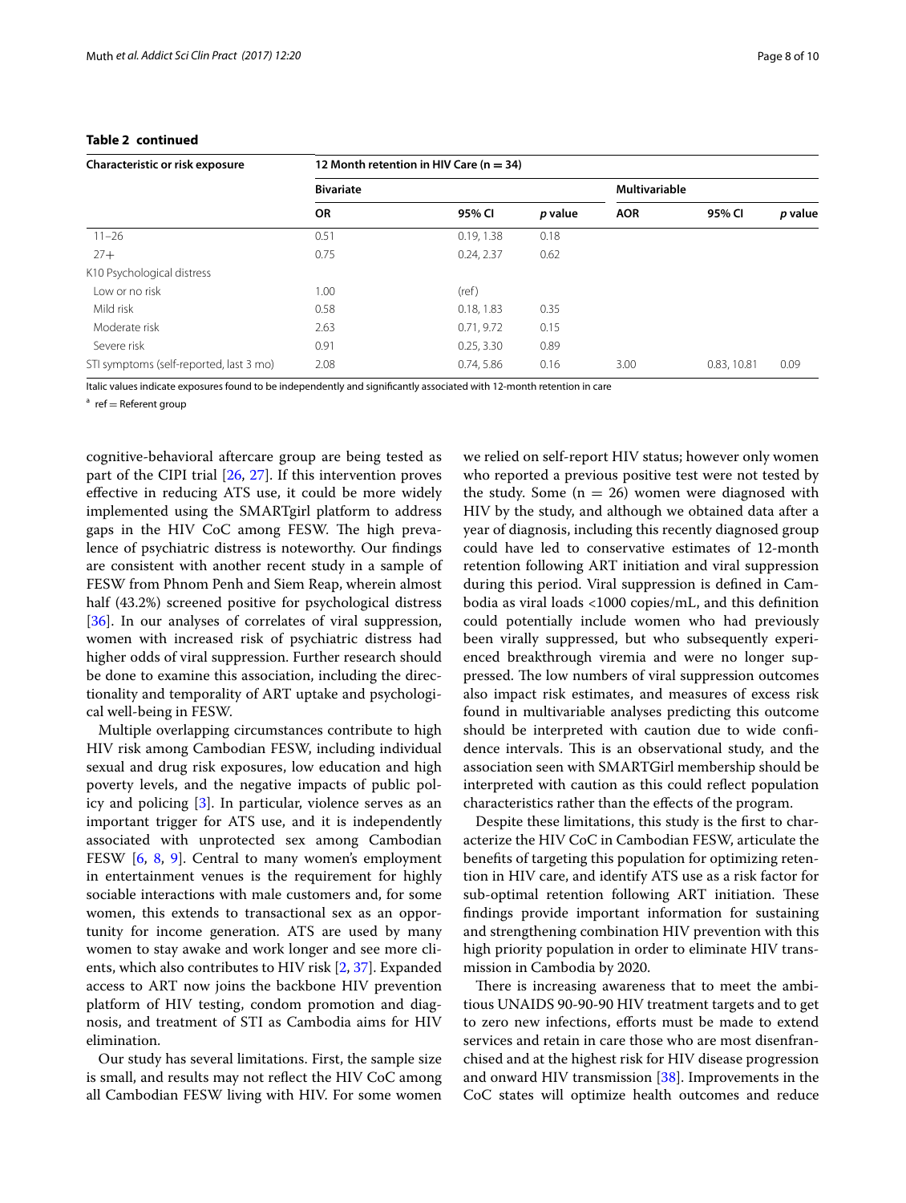**Table 2 continued**

| Characteristic or risk exposure | 12 Month retention in HIV Care (n = 34) | | | | | |
|---|---|---|---|---|---|---|
| | Bivariate | | | Multivariable | | |
| | OR | 95% CI | *p* value | AOR | 95% CI | *p* value |
| 11–26 | 0.51 | 0.19, 1.38 | 0.18 | | | |
| 27+ | 0.75 | 0.24, 2.37 | 0.62 | | | |
| K10 Psychological distress | | | | | | |
| Low or no risk | 1.00 | (ref) | | | | |
| Mild risk | 0.58 | 0.18, 1.83 | 0.35 | | | |
| Moderate risk | 2.63 | 0.71, 9.72 | 0.15 | | | |
| Severe risk | 0.91 | 0.25, 3.30 | 0.89 | | | |
| STI symptoms (self-reported, last 3 mo) | 2.08 | 0.74, 5.86 | 0.16 | 3.00 | 0.83, 10.81 | 0.09 |

Italic values indicate exposures found to be independently and significantly associated with 12-month retention in care

[a] ref = Referent group

cognitive-behavioral aftercare group are being tested as part of the CIPI trial [26, 27]. If this intervention proves effective in reducing ATS use, it could be more widely implemented using the SMARTgirl platform to address gaps in the HIV CoC among FESW. The high prevalence of psychiatric distress is noteworthy. Our findings are consistent with another recent study in a sample of FESW from Phnom Penh and Siem Reap, wherein almost half (43.2%) screened positive for psychological distress [36]. In our analyses of correlates of viral suppression, women with increased risk of psychiatric distress had higher odds of viral suppression. Further research should be done to examine this association, including the directionality and temporality of ART uptake and psychological well-being in FESW.

Multiple overlapping circumstances contribute to high HIV risk among Cambodian FESW, including individual sexual and drug risk exposures, low education and high poverty levels, and the negative impacts of public policy and policing [3]. In particular, violence serves as an important trigger for ATS use, and it is independently associated with unprotected sex among Cambodian FESW [6, 8, 9]. Central to many women's employment in entertainment venues is the requirement for highly sociable interactions with male customers and, for some women, this extends to transactional sex as an opportunity for income generation. ATS are used by many women to stay awake and work longer and see more clients, which also contributes to HIV risk [2, 37]. Expanded access to ART now joins the backbone HIV prevention platform of HIV testing, condom promotion and diagnosis, and treatment of STI as Cambodia aims for HIV elimination.

Our study has several limitations. First, the sample size is small, and results may not reflect the HIV CoC among all Cambodian FESW living with HIV. For some women we relied on self-report HIV status; however only women who reported a previous positive test were not tested by the study. Some (n = 26) women were diagnosed with HIV by the study, and although we obtained data after a year of diagnosis, including this recently diagnosed group could have led to conservative estimates of 12-month retention following ART initiation and viral suppression during this period. Viral suppression is defined in Cambodia as viral loads <1000 copies/mL, and this definition could potentially include women who had previously been virally suppressed, but who subsequently experienced breakthrough viremia and were no longer suppressed. The low numbers of viral suppression outcomes also impact risk estimates, and measures of excess risk found in multivariable analyses predicting this outcome should be interpreted with caution due to wide confidence intervals. This is an observational study, and the association seen with SMARTGirl membership should be interpreted with caution as this could reflect population characteristics rather than the effects of the program.

Despite these limitations, this study is the first to characterize the HIV CoC in Cambodian FESW, articulate the benefits of targeting this population for optimizing retention in HIV care, and identify ATS use as a risk factor for sub-optimal retention following ART initiation. These findings provide important information for sustaining and strengthening combination HIV prevention with this high priority population in order to eliminate HIV transmission in Cambodia by 2020.

There is increasing awareness that to meet the ambitious UNAIDS 90-90-90 HIV treatment targets and to get to zero new infections, efforts must be made to extend services and retain in care those who are most disenfranchised and at the highest risk for HIV disease progression and onward HIV transmission [38]. Improvements in the CoC states will optimize health outcomes and reduce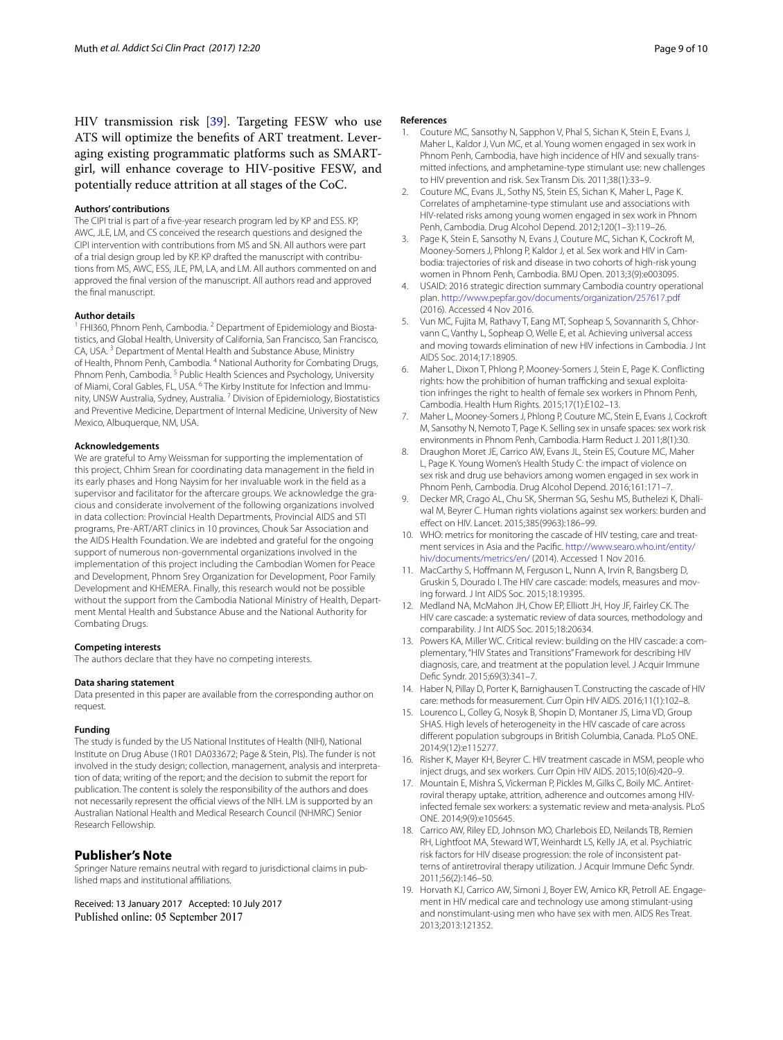HIV transmission risk [39]. Targeting FESW who use ATS will optimize the benefits of ART treatment. Leveraging existing programmatic platforms such as SMART-girl, will enhance coverage to HIV-positive FESW, and potentially reduce attrition at all stages of the CoC.

#### Authors' contributions

The CIPI trial is part of a five-year research program led by KP and ESS. KP, AWC, JLE, LM, and CS conceived the research questions and designed the CIPI intervention with contributions from MS and SN. All authors were part of a trial design group led by KP. KP drafted the manuscript with contributions from MS, AWC, ESS, JLE, PM, LA, and LM. All authors commented on and approved the final version of the manuscript. All authors read and approved the final manuscript.

#### Author details

[1] FHI360, Phnom Penh, Cambodia. [2] Department of Epidemiology and Biostatistics, and Global Health, University of California, San Francisco, San Francisco, CA, USA. [3] Department of Mental Health and Substance Abuse, Ministry of Health, Phnom Penh, Cambodia. [4] National Authority for Combating Drugs, Phnom Penh, Cambodia. [5] Public Health Sciences and Psychology, University of Miami, Coral Gables, FL, USA. [6] The Kirby Institute for Infection and Immunity, UNSW Australia, Sydney, Australia. [7] Division of Epidemiology, Biostatistics and Preventive Medicine, Department of Internal Medicine, University of New Mexico, Albuquerque, NM, USA.

#### Acknowledgements

We are grateful to Amy Weissman for supporting the implementation of this project, Chhim Srean for coordinating data management in the field in its early phases and Hong Naysim for her invaluable work in the field as a supervisor and facilitator for the aftercare groups. We acknowledge the gracious and considerate involvement of the following organizations involved in data collection: Provincial Health Departments, Provincial AIDS and STI programs, Pre-ART/ART clinics in 10 provinces, Chouk Sar Association and the AIDS Health Foundation. We are indebted and grateful for the ongoing support of numerous non-governmental organizations involved in the implementation of this project including the Cambodian Women for Peace and Development, Phnom Srey Organization for Development, Poor Family Development and KHEMERA. Finally, this research would not be possible without the support from the Cambodia National Ministry of Health, Department Mental Health and Substance Abuse and the National Authority for Combating Drugs.

#### Competing interests

The authors declare that they have no competing interests.

#### Data sharing statement

Data presented in this paper are available from the corresponding author on request.

#### Funding

The study is funded by the US National Institutes of Health (NIH), National Institute on Drug Abuse (1R01 DA033672; Page & Stein, PIs). The funder is not involved in the study design; collection, management, analysis and interpretation of data; writing of the report; and the decision to submit the report for publication. The content is solely the responsibility of the authors and does not necessarily represent the official views of the NIH. LM is supported by an Australian National Health and Medical Research Council (NHMRC) Senior Research Fellowship.

## Publisher's Note

Springer Nature remains neutral with regard to jurisdictional claims in published maps and institutional affiliations.

Received: 13 January 2017 Accepted: 10 July 2017
Published online: 05 September 2017

#### References

1. Couture MC, Sansothy N, Sapphon V, Phal S, Sichan K, Stein E, Evans J, Maher L, Kaldor J, Vun MC, et al. Young women engaged in sex work in Phnom Penh, Cambodia, have high incidence of HIV and sexually transmitted infections, and amphetamine-type stimulant use: new challenges to HIV prevention and risk. Sex Transm Dis. 2011;38(1):33–9.
2. Couture MC, Evans JL, Sothy NS, Stein ES, Sichan K, Maher L, Page K. Correlates of amphetamine-type stimulant use and associations with HIV-related risks among young women engaged in sex work in Phnom Penh, Cambodia. Drug Alcohol Depend. 2012;120(1–3):119–26.
3. Page K, Stein E, Sansothy N, Evans J, Couture MC, Sichan K, Cockroft M, Mooney-Somers J, Phlong P, Kaldor J, et al. Sex work and HIV in Cambodia: trajectories of risk and disease in two cohorts of high-risk young women in Phnom Penh, Cambodia. BMJ Open. 2013;3(9):e003095.
4. USAID: 2016 strategic direction summary Cambodia country operational plan. http://www.pepfar.gov/documents/organization/257617.pdf (2016). Accessed 4 Nov 2016.
5. Vun MC, Fujita M, Rathavy T, Eang MT, Sopheap S, Sovannarith S, Chhorvann C, Vanthy L, Sopheap O, Welle E, et al. Achieving universal access and moving towards elimination of new HIV infections in Cambodia. J Int AIDS Soc. 2014;17:18905.
6. Maher L, Dixon T, Phlong P, Mooney-Somers J, Stein E, Page K. Conflicting rights: how the prohibition of human trafficking and sexual exploitation infringes the right to health of female sex workers in Phnom Penh, Cambodia. Health Hum Rights. 2015;17(1):E102–13.
7. Maher L, Mooney-Somers J, Phlong P, Couture MC, Stein E, Evans J, Cockroft M, Sansothy N, Nemoto T, Page K. Selling sex in unsafe spaces: sex work risk environments in Phnom Penh, Cambodia. Harm Reduct J. 2011;8(1):30.
8. Draughon Moret JE, Carrico AW, Evans JL, Stein ES, Couture MC, Maher L, Page K. Young Women's Health Study C: the impact of violence on sex risk and drug use behaviors among women engaged in sex work in Phnom Penh, Cambodia. Drug Alcohol Depend. 2016;161:171–7.
9. Decker MR, Crago AL, Chu SK, Sherman SG, Seshu MS, Buthelezi K, Dhaliwal M, Beyrer C. Human rights violations against sex workers: burden and effect on HIV. Lancet. 2015;385(9963):186–99.
10. WHO: metrics for monitoring the cascade of HIV testing, care and treatment services in Asia and the Pacific. http://www.searo.who.int/entity/hiv/documents/metrics/en/ (2014). Accessed 1 Nov 2016.
11. MacCarthy S, Hoffmann M, Ferguson L, Nunn A, Irvin R, Bangsberg D, Gruskin S, Dourado I. The HIV care cascade: models, measures and moving forward. J Int AIDS Soc. 2015;18:19395.
12. Medland NA, McMahon JH, Chow EP, Elliott JH, Hoy JF, Fairley CK. The HIV care cascade: a systematic review of data sources, methodology and comparability. J Int AIDS Soc. 2015;18:20634.
13. Powers KA, Miller WC. Critical review: building on the HIV cascade: a complementary, "HIV States and Transitions" Framework for describing HIV diagnosis, care, and treatment at the population level. J Acquir Immune Defic Syndr. 2015;69(3):341–7.
14. Haber N, Pillay D, Porter K, Barnighausen T. Constructing the cascade of HIV care: methods for measurement. Curr Opin HIV AIDS. 2016;11(1):102–8.
15. Lourenco L, Colley G, Nosyk B, Shopin D, Montaner JS, Lima VD, Group SHAS. High levels of heterogeneity in the HIV cascade of care across different population subgroups in British Columbia, Canada. PLoS ONE. 2014;9(12):e115277.
16. Risher K, Mayer KH, Beyrer C. HIV treatment cascade in MSM, people who inject drugs, and sex workers. Curr Opin HIV AIDS. 2015;10(6):420–9.
17. Mountain E, Mishra S, Vickerman P, Pickles M, Gilks C, Boily MC. Antiretroviral therapy uptake, attrition, adherence and outcomes among HIV-infected female sex workers: a systematic review and meta-analysis. PLoS ONE. 2014;9(9):e105645.
18. Carrico AW, Riley ED, Johnson MO, Charlebois ED, Neilands TB, Remien RH, Lightfoot MA, Steward WT, Weinhardt LS, Kelly JA, et al. Psychiatric risk factors for HIV disease progression: the role of inconsistent patterns of antiretroviral therapy utilization. J Acquir Immune Defic Syndr. 2011;56(2):146–50.
19. Horvath KJ, Carrico AW, Simoni J, Boyer EW, Amico KR, Petroll AE. Engagement in HIV medical care and technology use among stimulant-using and nonstimulant-using men who have sex with men. AIDS Res Treat. 2013;2013:121352.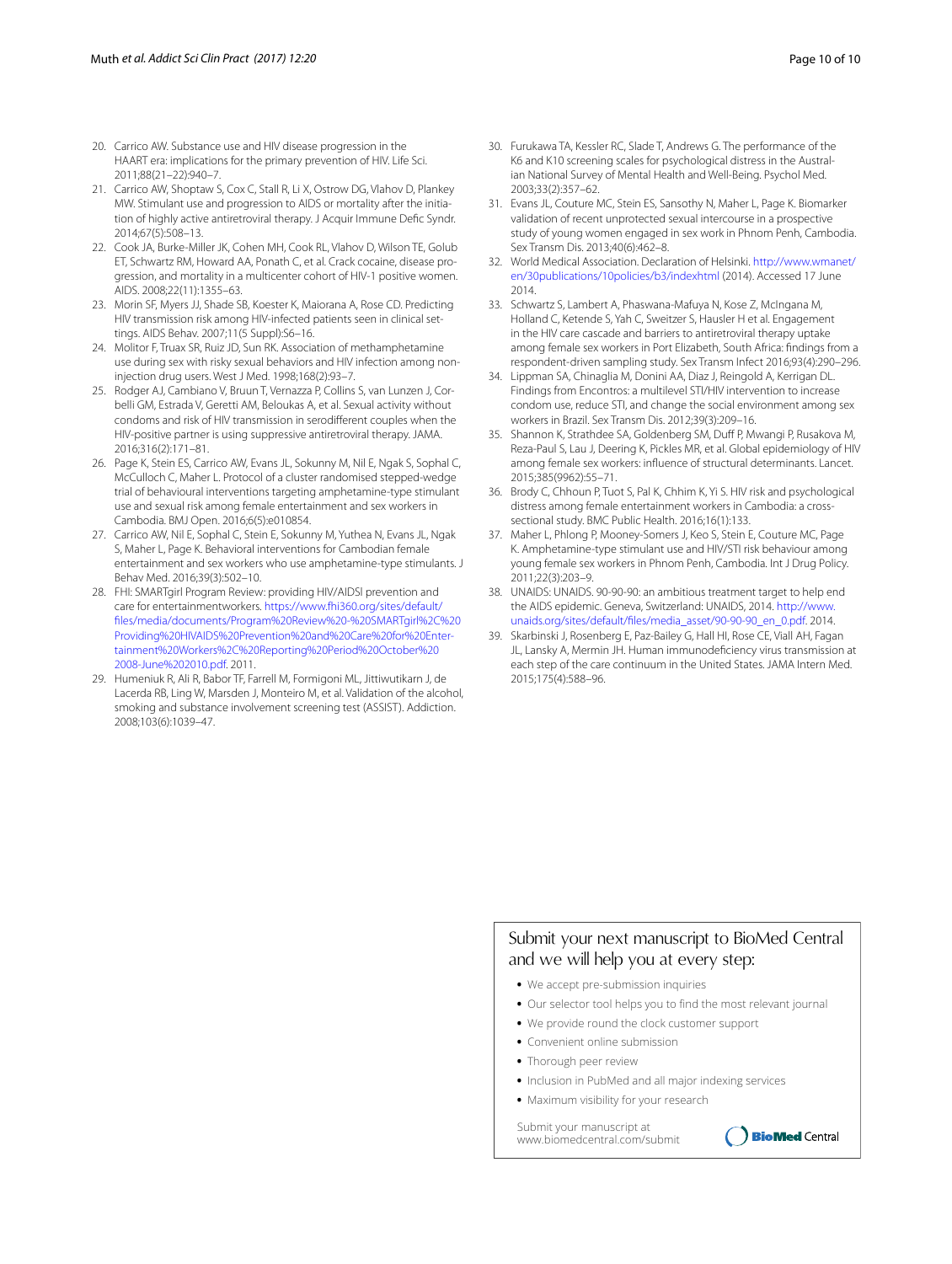20. Carrico AW. Substance use and HIV disease progression in the HAART era: implications for the primary prevention of HIV. Life Sci. 2011;88(21–22):940–7.
21. Carrico AW, Shoptaw S, Cox C, Stall R, Li X, Ostrow DG, Vlahov D, Plankey MW. Stimulant use and progression to AIDS or mortality after the initiation of highly active antiretroviral therapy. J Acquir Immune Defic Syndr. 2014;67(5):508–13.
22. Cook JA, Burke-Miller JK, Cohen MH, Cook RL, Vlahov D, Wilson TE, Golub ET, Schwartz RM, Howard AA, Ponath C, et al. Crack cocaine, disease progression, and mortality in a multicenter cohort of HIV-1 positive women. AIDS. 2008;22(11):1355–63.
23. Morin SF, Myers JJ, Shade SB, Koester K, Maiorana A, Rose CD. Predicting HIV transmission risk among HIV-infected patients seen in clinical settings. AIDS Behav. 2007;11(5 Suppl):S6–16.
24. Molitor F, Truax SR, Ruiz JD, Sun RK. Association of methamphetamine use during sex with risky sexual behaviors and HIV infection among non-injection drug users. West J Med. 1998;168(2):93–7.
25. Rodger AJ, Cambiano V, Bruun T, Vernazza P, Collins S, van Lunzen J, Corbelli GM, Estrada V, Geretti AM, Beloukas A, et al. Sexual activity without condoms and risk of HIV transmission in serodifferent couples when the HIV-positive partner is using suppressive antiretroviral therapy. JAMA. 2016;316(2):171–81.
26. Page K, Stein ES, Carrico AW, Evans JL, Sokunny M, Nil E, Ngak S, Sophal C, McCulloch C, Maher L. Protocol of a cluster randomised stepped-wedge trial of behavioural interventions targeting amphetamine-type stimulant use and sexual risk among female entertainment and sex workers in Cambodia. BMJ Open. 2016;6(5):e010854.
27. Carrico AW, Nil E, Sophal C, Stein E, Sokunny M, Yuthea N, Evans JL, Ngak S, Maher L, Page K. Behavioral interventions for Cambodian female entertainment and sex workers who use amphetamine-type stimulants. J Behav Med. 2016;39(3):502–10.
28. FHI: SMARTgirl Program Review: providing HIV/AIDSI prevention and care for entertainmentworkers. https://www.fhi360.org/sites/default/files/media/documents/Program%20Review%20-%20SMARTgirl%2C%20Providing%20HIVAIDS%20Prevention%20and%20Care%20for%20Entertainment%20Workers%2C%20Reporting%20Period%20October%202008-June%202010.pdf. 2011.
29. Humeniuk R, Ali R, Babor TF, Farrell M, Formigoni ML, Jittiwutikarn J, de Lacerda RB, Ling W, Marsden J, Monteiro M, et al. Validation of the alcohol, smoking and substance involvement screening test (ASSIST). Addiction. 2008;103(6):1039–47.
30. Furukawa TA, Kessler RC, Slade T, Andrews G. The performance of the K6 and K10 screening scales for psychological distress in the Australian National Survey of Mental Health and Well-Being. Psychol Med. 2003;33(2):357–62.
31. Evans JL, Couture MC, Stein ES, Sansothy N, Maher L, Page K. Biomarker validation of recent unprotected sexual intercourse in a prospective study of young women engaged in sex work in Phnom Penh, Cambodia. Sex Transm Dis. 2013;40(6):462–8.
32. World Medical Association. Declaration of Helsinki. http://www.wmanet/en/30publications/10policies/b3/indexhtml (2014). Accessed 17 June 2014.
33. Schwartz S, Lambert A, Phaswana-Mafuya N, Kose Z, McIngana M, Holland C, Ketende S, Yah C, Sweitzer S, Hausler H et al. Engagement in the HIV care cascade and barriers to antiretroviral therapy uptake among female sex workers in Port Elizabeth, South Africa: findings from a respondent-driven sampling study. Sex Transm Infect 2016;93(4):290–296.
34. Lippman SA, Chinaglia M, Donini AA, Diaz J, Reingold A, Kerrigan DL. Findings from Encontros: a multilevel STI/HIV intervention to increase condom use, reduce STI, and change the social environment among sex workers in Brazil. Sex Transm Dis. 2012;39(3):209–16.
35. Shannon K, Strathdee SA, Goldenberg SM, Duff P, Mwangi P, Rusakova M, Reza-Paul S, Lau J, Deering K, Pickles MR, et al. Global epidemiology of HIV among female sex workers: influence of structural determinants. Lancet. 2015;385(9962):55–71.
36. Brody C, Chhoun P, Tuot S, Pal K, Chhim K, Yi S. HIV risk and psychological distress among female entertainment workers in Cambodia: a cross-sectional study. BMC Public Health. 2016;16(1):133.
37. Maher L, Phlong P, Mooney-Somers J, Keo S, Stein E, Couture MC, Page K. Amphetamine-type stimulant use and HIV/STI risk behaviour among young female sex workers in Phnom Penh, Cambodia. Int J Drug Policy. 2011;22(3):203–9.
38. UNAIDS: UNAIDS. 90-90-90: an ambitious treatment target to help end the AIDS epidemic. Geneva, Switzerland: UNAIDS, 2014. http://www.unaids.org/sites/default/files/media_asset/90-90-90_en_0.pdf. 2014.
39. Skarbinski J, Rosenberg E, Paz-Bailey G, Hall HI, Rose CE, Viall AH, Fagan JL, Lansky A, Mermin JH. Human immunodeficiency virus transmission at each step of the care continuum in the United States. JAMA Intern Med. 2015;175(4):588–96.